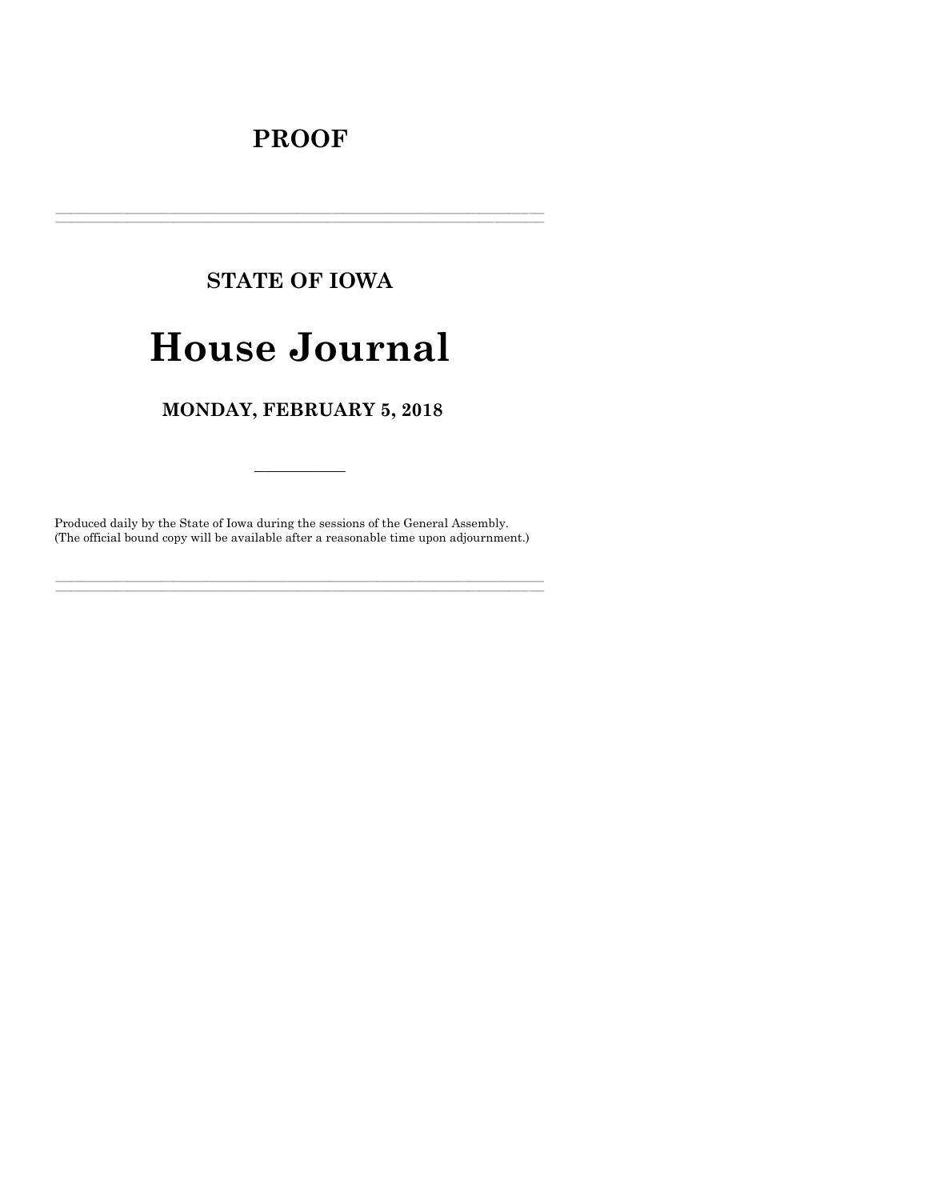# PROOF

---

## STATE OF IOWA

# House Journal

### MONDAY, FEBRUARY 5, 2018

---

Produced daily by the State of Iowa during the sessions of the General Assembly.
(The official bound copy will be available after a reasonable time upon adjournment.)

---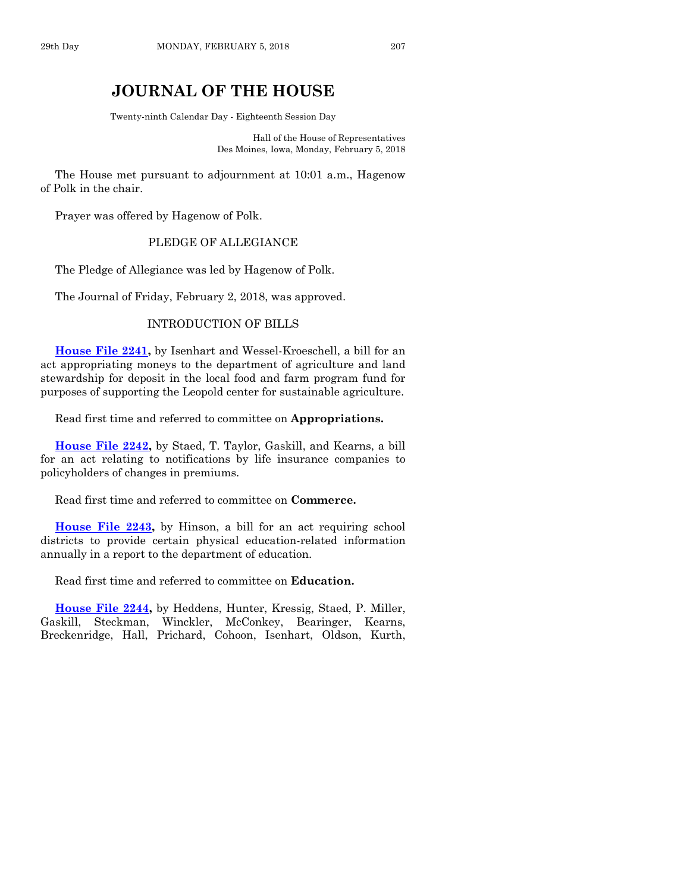# JOURNAL OF THE HOUSE

Twenty-ninth Calendar Day - Eighteenth Session Day

Hall of the House of Representatives
Des Moines, Iowa, Monday, February 5, 2018

The House met pursuant to adjournment at 10:01 a.m., Hagenow of Polk in the chair.

Prayer was offered by Hagenow of Polk.

## PLEDGE OF ALLEGIANCE

The Pledge of Allegiance was led by Hagenow of Polk.

The Journal of Friday, February 2, 2018, was approved.

## INTRODUCTION OF BILLS

**House File 2241,** by Isenhart and Wessel-Kroeschell, a bill for an act appropriating moneys to the department of agriculture and land stewardship for deposit in the local food and farm program fund for purposes of supporting the Leopold center for sustainable agriculture.

Read first time and referred to committee on **Appropriations.**

**House File 2242,** by Staed, T. Taylor, Gaskill, and Kearns, a bill for an act relating to notifications by life insurance companies to policyholders of changes in premiums.

Read first time and referred to committee on **Commerce.**

**House File 2243,** by Hinson, a bill for an act requiring school districts to provide certain physical education-related information annually in a report to the department of education.

Read first time and referred to committee on **Education.**

**House File 2244,** by Heddens, Hunter, Kressig, Staed, P. Miller, Gaskill, Steckman, Winckler, McConkey, Bearinger, Kearns, Breckenridge, Hall, Prichard, Cohoon, Isenhart, Oldson, Kurth,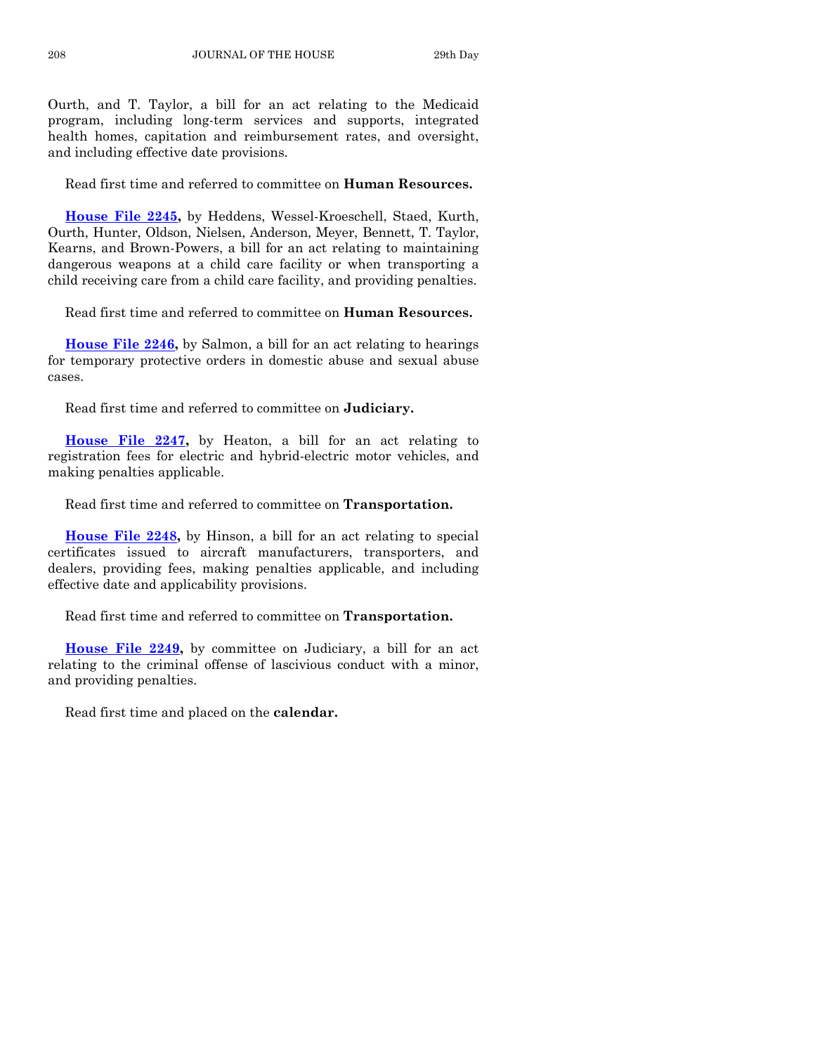Ourth, and T. Taylor, a bill for an act relating to the Medicaid program, including long-term services and supports, integrated health homes, capitation and reimbursement rates, and oversight, and including effective date provisions.

Read first time and referred to committee on **Human Resources.**

**House File 2245,** by Heddens, Wessel-Kroeschell, Staed, Kurth, Ourth, Hunter, Oldson, Nielsen, Anderson, Meyer, Bennett, T. Taylor, Kearns, and Brown-Powers, a bill for an act relating to maintaining dangerous weapons at a child care facility or when transporting a child receiving care from a child care facility, and providing penalties.

Read first time and referred to committee on **Human Resources.**

**House File 2246,** by Salmon, a bill for an act relating to hearings for temporary protective orders in domestic abuse and sexual abuse cases.

Read first time and referred to committee on **Judiciary.**

**House File 2247,** by Heaton, a bill for an act relating to registration fees for electric and hybrid-electric motor vehicles, and making penalties applicable.

Read first time and referred to committee on **Transportation.**

**House File 2248,** by Hinson, a bill for an act relating to special certificates issued to aircraft manufacturers, transporters, and dealers, providing fees, making penalties applicable, and including effective date and applicability provisions.

Read first time and referred to committee on **Transportation.**

**House File 2249,** by committee on Judiciary, a bill for an act relating to the criminal offense of lascivious conduct with a minor, and providing penalties.

Read first time and placed on the **calendar.**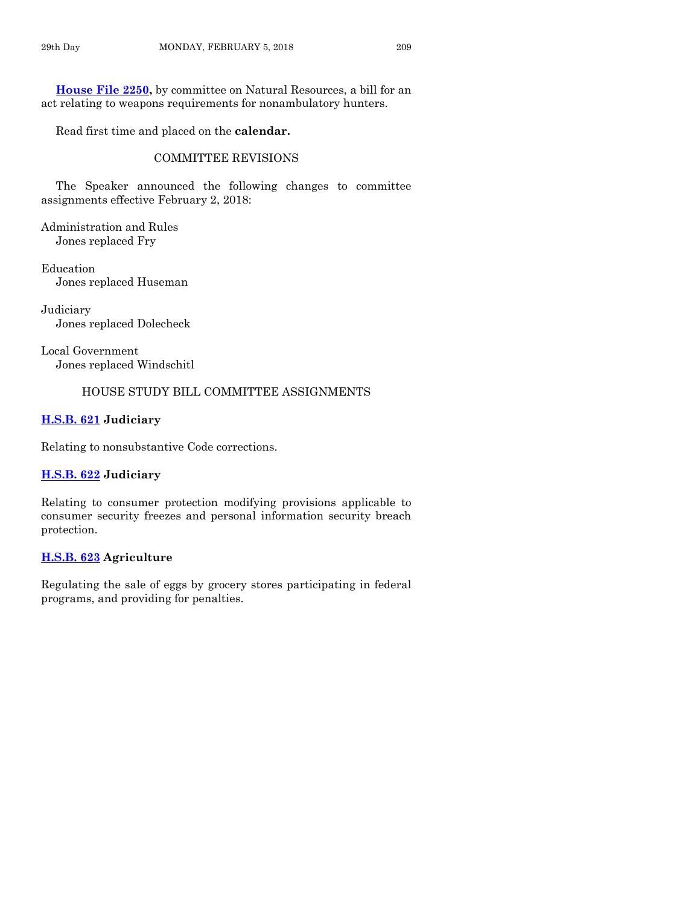**House File 2250,** by committee on Natural Resources, a bill for an act relating to weapons requirements for nonambulatory hunters.

Read first time and placed on the **calendar.**

## COMMITTEE REVISIONS

The Speaker announced the following changes to committee assignments effective February 2, 2018:

Administration and Rules
Jones replaced Fry

Education
Jones replaced Huseman

Judiciary
Jones replaced Dolecheck

Local Government
Jones replaced Windschitl

## HOUSE STUDY BILL COMMITTEE ASSIGNMENTS

**H.S.B. 621 Judiciary**

Relating to nonsubstantive Code corrections.

**H.S.B. 622 Judiciary**

Relating to consumer protection modifying provisions applicable to consumer security freezes and personal information security breach protection.

**H.S.B. 623 Agriculture**

Regulating the sale of eggs by grocery stores participating in federal programs, and providing for penalties.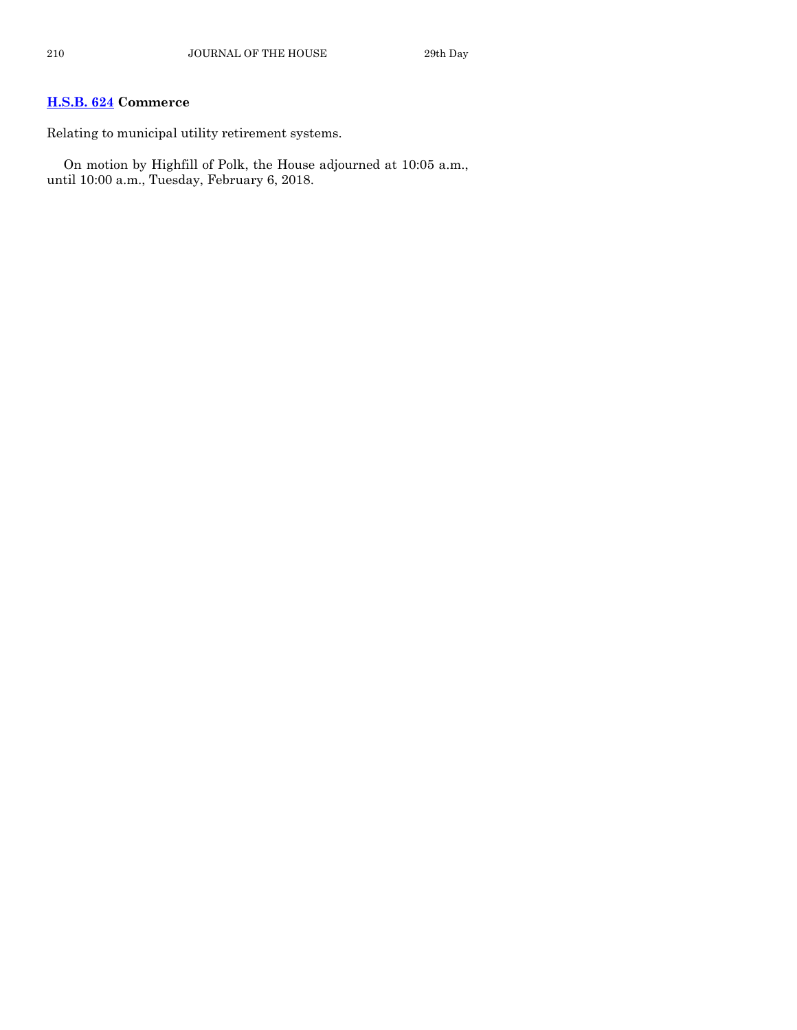**H.S.B. 624** **Commerce**

Relating to municipal utility retirement systems.

On motion by Highfill of Polk, the House adjourned at 10:05 a.m., until 10:00 a.m., Tuesday, February 6, 2018.